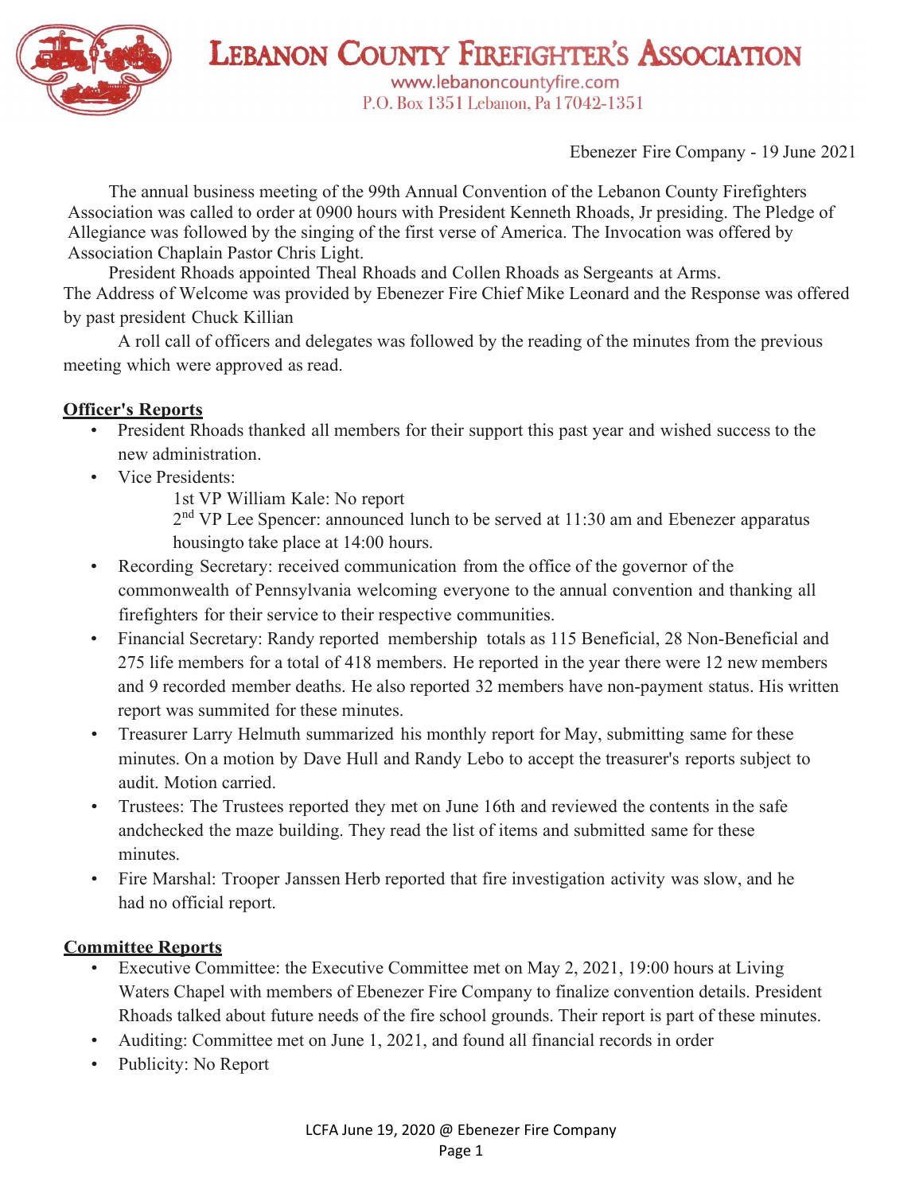# LEBANON COUNTY FIREFIGHTER'S ASSOCIATION

www.lebanoncountyfire.com
P.O. Box 1351 Lebanon, Pa 17042-1351

Ebenezer Fire Company - 19 June 2021

The annual business meeting of the 99th Annual Convention of the Lebanon County Firefighters Association was called to order at 0900 hours with President Kenneth Rhoads, Jr presiding. The Pledge of Allegiance was followed by the singing of the first verse of America. The Invocation was offered by Association Chaplain Pastor Chris Light.

President Rhoads appointed Theal Rhoads and Collen Rhoads as Sergeants at Arms. The Address of Welcome was provided by Ebenezer Fire Chief Mike Leonard and the Response was offered by past president Chuck Killian

A roll call of officers and delegates was followed by the reading of the minutes from the previous meeting which were approved as read.

**Officer's Reports**

- President Rhoads thanked all members for their support this past year and wished success to the new administration.
- Vice Presidents:
  - 1st VP William Kale: No report
  - 2nd VP Lee Spencer: announced lunch to be served at 11:30 am and Ebenezer apparatus housingto take place at 14:00 hours.
- Recording Secretary: received communication from the office of the governor of the commonwealth of Pennsylvania welcoming everyone to the annual convention and thanking all firefighters for their service to their respective communities.
- Financial Secretary: Randy reported membership totals as 115 Beneficial, 28 Non-Beneficial and 275 life members for a total of 418 members. He reported in the year there were 12 new members and 9 recorded member deaths. He also reported 32 members have non-payment status. His written report was summited for these minutes.
- Treasurer Larry Helmuth summarized his monthly report for May, submitting same for these minutes. On a motion by Dave Hull and Randy Lebo to accept the treasurer's reports subject to audit. Motion carried.
- Trustees: The Trustees reported they met on June 16th and reviewed the contents in the safe andchecked the maze building. They read the list of items and submitted same for these minutes.
- Fire Marshal: Trooper Janssen Herb reported that fire investigation activity was slow, and he had no official report.

**Committee Reports**

- Executive Committee: the Executive Committee met on May 2, 2021, 19:00 hours at Living Waters Chapel with members of Ebenezer Fire Company to finalize convention details. President Rhoads talked about future needs of the fire school grounds. Their report is part of these minutes.
- Auditing: Committee met on June 1, 2021, and found all financial records in order
- Publicity: No Report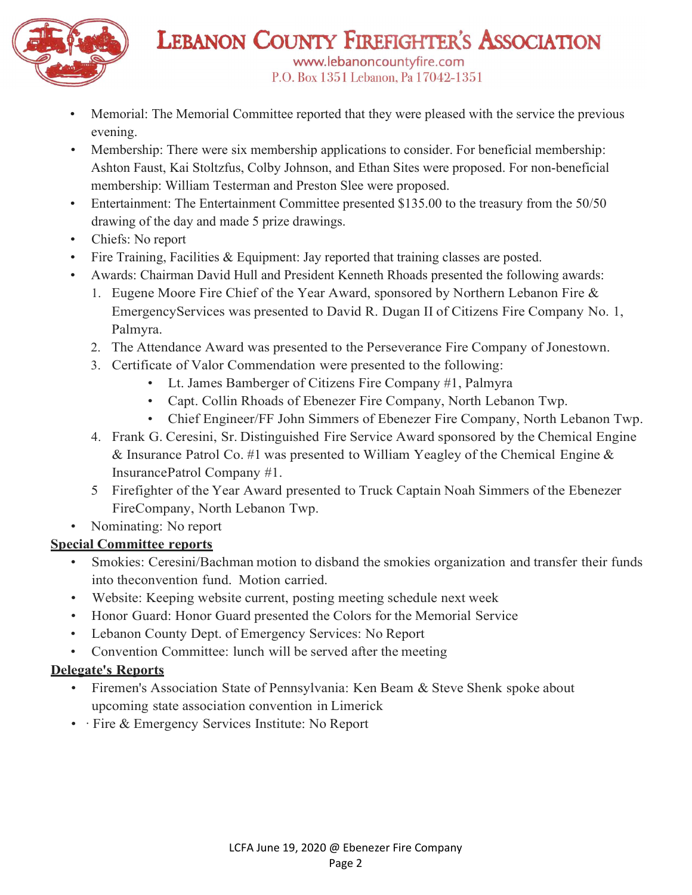- Memorial: The Memorial Committee reported that they were pleased with the service the previous evening.
- Membership: There were six membership applications to consider. For beneficial membership: Ashton Faust, Kai Stoltzfus, Colby Johnson, and Ethan Sites were proposed. For non-beneficial membership: William Testerman and Preston Slee were proposed.
- Entertainment: The Entertainment Committee presented $135.00 to the treasury from the 50/50 drawing of the day and made 5 prize drawings.
- Chiefs: No report
- Fire Training, Facilities & Equipment: Jay reported that training classes are posted.
- Awards: Chairman David Hull and President Kenneth Rhoads presented the following awards:
  1. Eugene Moore Fire Chief of the Year Award, sponsored by Northern Lebanon Fire & EmergencyServices was presented to David R. Dugan II of Citizens Fire Company No. 1, Palmyra.
  2. The Attendance Award was presented to the Perseverance Fire Company of Jonestown.
  3. Certificate of Valor Commendation were presented to the following:
     - Lt. James Bamberger of Citizens Fire Company #1, Palmyra
     - Capt. Collin Rhoads of Ebenezer Fire Company, North Lebanon Twp.
     - Chief Engineer/FF John Simmers of Ebenezer Fire Company, North Lebanon Twp.
  4. Frank G. Ceresini, Sr. Distinguished Fire Service Award sponsored by the Chemical Engine & Insurance Patrol Co. #1 was presented to William Yeagley of the Chemical Engine & InsurancePatrol Company #1.
  5. Firefighter of the Year Award presented to Truck Captain Noah Simmers of the Ebenezer FireCompany, North Lebanon Twp.
- Nominating: No report

**Special Committee reports**

- Smokies: Ceresini/Bachman motion to disband the smokies organization and transfer their funds into theconvention fund. Motion carried.
- Website: Keeping website current, posting meeting schedule next week
- Honor Guard: Honor Guard presented the Colors for the Memorial Service
- Lebanon County Dept. of Emergency Services: No Report
- Convention Committee: lunch will be served after the meeting

**Delegate's Reports**

- Firemen's Association State of Pennsylvania: Ken Beam & Steve Shenk spoke about upcoming state association convention in Limerick
- · Fire & Emergency Services Institute: No Report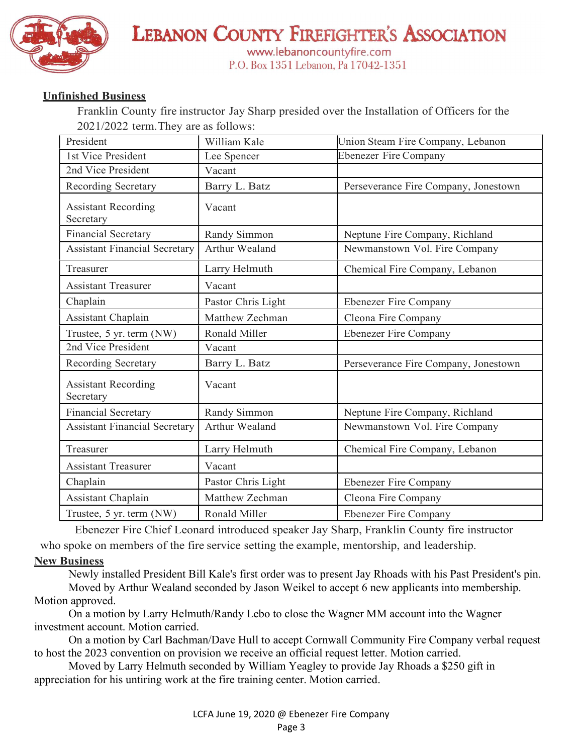## Unfinished Business

Franklin County fire instructor Jay Sharp presided over the Installation of Officers for the 2021/2022 term.They are as follows:

| President | William Kale | Union Steam Fire Company, Lebanon |
|---|---|---|
| 1st Vice President | Lee Spencer | Ebenezer Fire Company |
| 2nd Vice President | Vacant | |
| Recording Secretary | Barry L. Batz | Perseverance Fire Company, Jonestown |
| Assistant Recording Secretary | Vacant | |
| Financial Secretary | Randy Simmon | Neptune Fire Company, Richland |
| Assistant Financial Secretary | Arthur Wealand | Newmanstown Vol. Fire Company |
| Treasurer | Larry Helmuth | Chemical Fire Company, Lebanon |
| Assistant Treasurer | Vacant | |
| Chaplain | Pastor Chris Light | Ebenezer Fire Company |
| Assistant Chaplain | Matthew Zechman | Cleona Fire Company |
| Trustee, 5 yr. term (NW) | Ronald Miller | Ebenezer Fire Company |
| 2nd Vice President | Vacant | |
| Recording Secretary | Barry L. Batz | Perseverance Fire Company, Jonestown |
| Assistant Recording Secretary | Vacant | |
| Financial Secretary | Randy Simmon | Neptune Fire Company, Richland |
| Assistant Financial Secretary | Arthur Wealand | Newmanstown Vol. Fire Company |
| Treasurer | Larry Helmuth | Chemical Fire Company, Lebanon |
| Assistant Treasurer | Vacant | |
| Chaplain | Pastor Chris Light | Ebenezer Fire Company |
| Assistant Chaplain | Matthew Zechman | Cleona Fire Company |
| Trustee, 5 yr. term (NW) | Ronald Miller | Ebenezer Fire Company |

Ebenezer Fire Chief Leonard introduced speaker Jay Sharp, Franklin County fire instructor who spoke on members of the fire service setting the example, mentorship, and leadership.

## New Business

Newly installed President Bill Kale's first order was to present Jay Rhoads with his Past President's pin.

Moved by Arthur Wealand seconded by Jason Weikel to accept 6 new applicants into membership. Motion approved.

On a motion by Larry Helmuth/Randy Lebo to close the Wagner MM account into the Wagner investment account. Motion carried.

On a motion by Carl Bachman/Dave Hull to accept Cornwall Community Fire Company verbal request to host the 2023 convention on provision we receive an official request letter. Motion carried.

Moved by Larry Helmuth seconded by William Yeagley to provide Jay Rhoads a $250 gift in appreciation for his untiring work at the fire training center. Motion carried.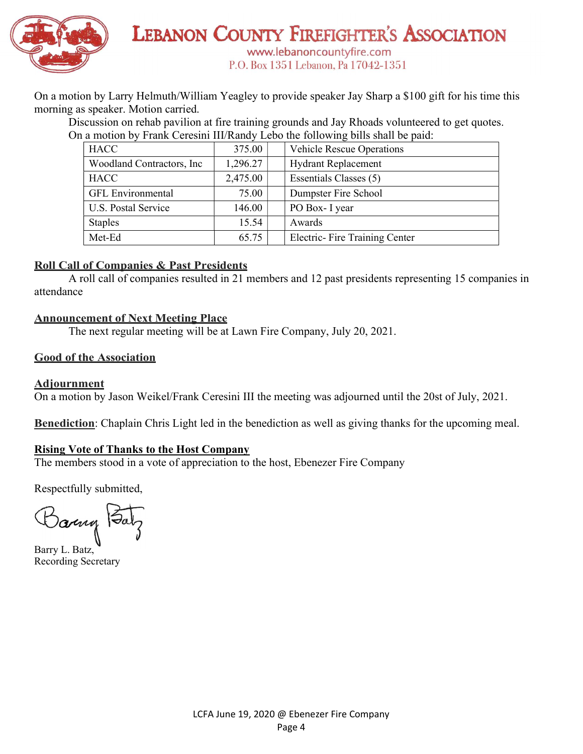# LEBANON COUNTY FIREFIGHTER'S ASSOCIATION

www.lebanoncountyfire.com
P.O. Box 1351 Lebanon, Pa 17042-1351

On a motion by Larry Helmuth/William Yeagley to provide speaker Jay Sharp a $100 gift for his time this morning as speaker. Motion carried.

Discussion on rehab pavilion at fire training grounds and Jay Rhoads volunteered to get quotes.

On a motion by Frank Ceresini III/Randy Lebo the following bills shall be paid:

| | | | |
|---|---|---|---|
| HACC | 375.00 | | Vehicle Rescue Operations |
| Woodland Contractors, Inc | 1,296.27 | | Hydrant Replacement |
| HACC | 2,475.00 | | Essentials Classes (5) |
| GFL Environmental | 75.00 | | Dumpster Fire School |
| U.S. Postal Service | 146.00 | | PO Box- I year |
| Staples | 15.54 | | Awards |
| Met-Ed | 65.75 | | Electric- Fire Training Center |

**Roll Call of Companies & Past Presidents**

A roll call of companies resulted in 21 members and 12 past presidents representing 15 companies in attendance

**Announcement of Next Meeting Place**

The next regular meeting will be at Lawn Fire Company, July 20, 2021.

**Good of the Association**

**Adjournment**

On a motion by Jason Weikel/Frank Ceresini III the meeting was adjourned until the 20st of July, 2021.

**Benediction**: Chaplain Chris Light led in the benediction as well as giving thanks for the upcoming meal.

**Rising Vote of Thanks to the Host Company**

The members stood in a vote of appreciation to the host, Ebenezer Fire Company

Respectfully submitted,

Barry Batz

Barry L. Batz,
Recording Secretary

LCFA June 19, 2020 @ Ebenezer Fire Company